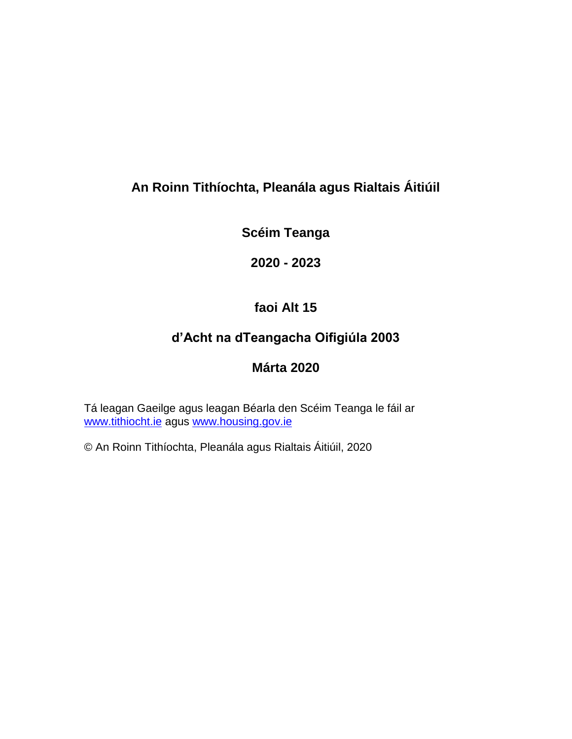# An Roinn Tithíochta, Pleanála agus Rialtais Áitiúil

## Scéim Teanga

## 2020 - 2023

## faoi Alt 15

## d'Acht na dTeangacha Oifigiúla 2003

## Márta 2020

Tá leagan Gaeilge agus leagan Béarla den Scéim Teanga le fáil ar www.tithiocht.ie agus www.housing.gov.ie

© An Roinn Tithíochta, Pleanála agus Rialtais Áitiúil, 2020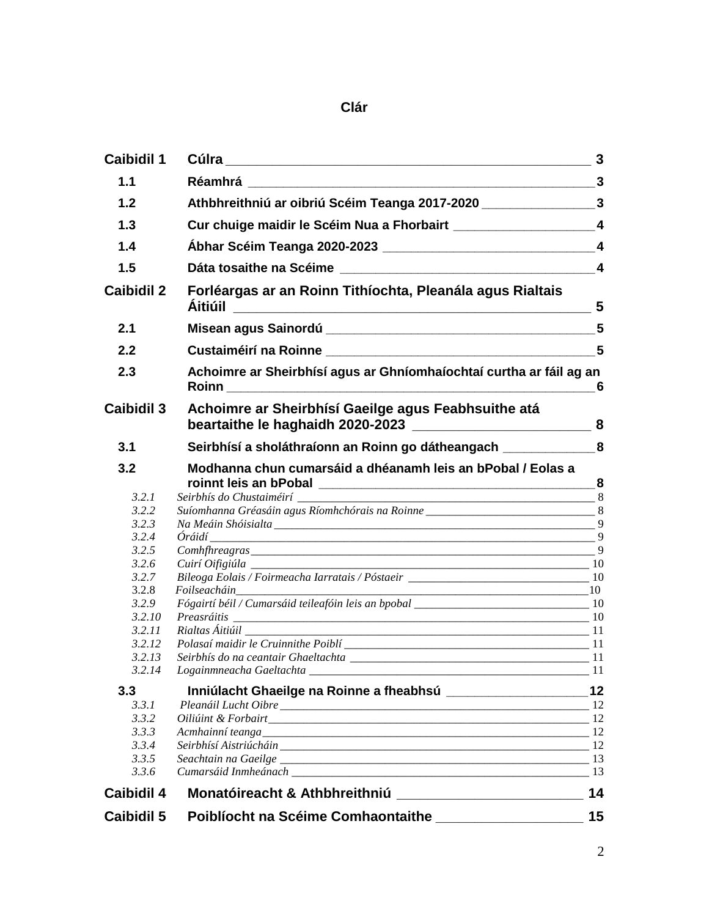# Clár

| | | |
|---|---|---|
| **Caibidil 1** | **Cúlra** | **3** |
| **1.1** | **Réamhrá** | **3** |
| **1.2** | **Athbhreithniú ar oibriú Scéim Teanga 2017-2020** | **3** |
| **1.3** | **Cur chuige maidir le Scéim Nua a Fhorbairt** | **4** |
| **1.4** | **Ábhar Scéim Teanga 2020-2023** | **4** |
| **1.5** | **Dáta tosaithe na Scéime** | **4** |
| **Caibidil 2** | **Forléargas ar an Roinn Tithíochta, Pleanála agus Rialtais Áitiúil** | **5** |
| **2.1** | **Misean agus Sainordú** | **5** |
| **2.2** | **Custaiméirí na Roinne** | **5** |
| **2.3** | **Achoimre ar Sheirbhísí agus ar Ghníomhaíochtaí curtha ar fáil ag an Roinn** | **6** |
| **Caibidil 3** | **Achoimre ar Sheirbhísí Gaeilge agus Feabhsuithe atá beartaithe le haghaidh 2020-2023** | **8** |
| **3.1** | **Seirbhísí a sholáthraíonn an Roinn go dátheangach** | **8** |
| **3.2** | **Modhanna chun cumarsáid a dhéanamh leis an bPobal / Eolas a roinnt leis an bPobal** | **8** |
| *3.2.1* | *Seirbhís do Chustaiméirí* | 8 |
| *3.2.2* | *Suíomhanna Gréasáin agus Ríomhchórais na Roinne* | 8 |
| *3.2.3* | *Na Meáin Shóisialta* | 9 |
| *3.2.4* | *Óráidí* | 9 |
| *3.2.5* | *Comhfhreagras* | 9 |
| *3.2.6* | *Cuirí Oifigiúla* | 10 |
| *3.2.7* | *Bileoga Eolais / Foirmeacha Iarratais / Póstaeir* | 10 |
| 3.2.8 | *Foilseacháin* | 10 |
| *3.2.9* | *Fógairtí béil / Cumarsáid teileafóin leis an bpobal* | 10 |
| *3.2.10* | *Preasráitis* | 10 |
| *3.2.11* | *Rialtas Áitiúil* | 11 |
| *3.2.12* | *Polasaí maidir le Cruinnithe Poiblí* | 11 |
| *3.2.13* | *Seirbhís do na ceantair Ghaeltachta* | 11 |
| *3.2.14* | *Logainmneacha Gaeltachta* | 11 |
| **3.3** | **Inniúlacht Ghaeilge na Roinne a fheabhsú** | **12** |
| *3.3.1* | *Pleanáil Lucht Oibre* | 12 |
| *3.3.2* | *Oiliúint & Forbairt* | 12 |
| *3.3.3* | *Acmhainní teanga* | 12 |
| *3.3.4* | *Seirbhísí Aistriúcháin* | 12 |
| *3.3.5* | *Seachtain na Gaeilge* | 13 |
| *3.3.6* | *Cumarsáid Inmheánach* | 13 |
| **Caibidil 4** | **Monatóireacht & Athbhreithniú** | **14** |
| **Caibidil 5** | **Poiblíocht na Scéime Comhaontaithe** | **15** |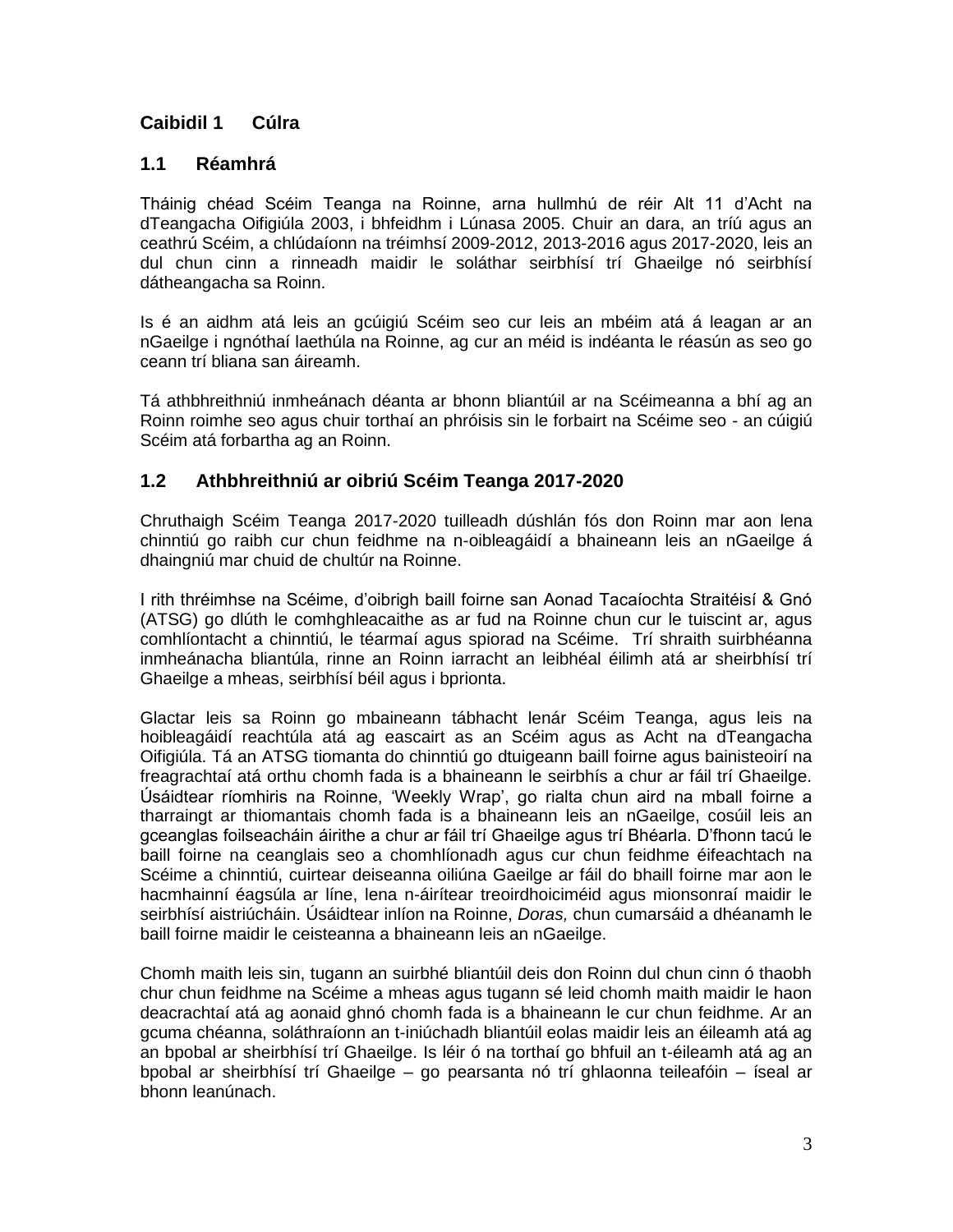## Caibidil 1 Cúlra

### 1.1 Réamhrá

Tháinig chéad Scéim Teanga na Roinne, arna hullmhú de réir Alt 11 d'Acht na dTeangacha Oifigiúla 2003, i bhfeidhm i Lúnasa 2005. Chuir an dara, an tríú agus an ceathrú Scéim, a chlúdaíonn na tréimhsí 2009-2012, 2013-2016 agus 2017-2020, leis an dul chun cinn a rinneadh maidir le soláthar seirbhísí trí Ghaeilge nó seirbhísí dátheangacha sa Roinn.

Is é an aidhm atá leis an gcúigiú Scéim seo cur leis an mbéim atá á leagan ar an nGaeilge i ngnóthaí laethúla na Roinne, ag cur an méid is indéanta le réasún as seo go ceann trí bliana san áireamh.

Tá athbhreithniú inmheánach déanta ar bhonn bliantúil ar na Scéimeanna a bhí ag an Roinn roimhe seo agus chuir torthaí an phróisis sin le forbairt na Scéime seo - an cúigiú Scéim atá forbartha ag an Roinn.

### 1.2 Athbhreithniú ar oibriú Scéim Teanga 2017-2020

Chruthaigh Scéim Teanga 2017-2020 tuilleadh dúshlán fós don Roinn mar aon lena chinntiú go raibh cur chun feidhme na n-oibleagáidí a bhaineann leis an nGaeilge á dhaingniú mar chuid de chultúr na Roinne.

I rith thréimhse na Scéime, d'oibrigh baill foirne san Aonad Tacaíochta Straitéisí & Gnó (ATSG) go dlúth le comhghleacaithe as ar fud na Roinne chun cur le tuiscint ar, agus comhlíontacht a chinntiú, le téarmaí agus spiorad na Scéime. Trí shraith suirbhéanna inmheánacha bliantúla, rinne an Roinn iarracht an leibhéal éilimh atá ar sheirbhísí trí Ghaeilge a mheas, seirbhísí béil agus i bprionta.

Glactar leis sa Roinn go mbaineann tábhacht lenár Scéim Teanga, agus leis na hoibleagáidí reachtúla atá ag eascairt as an Scéim agus as Acht na dTeangacha Oifigiúla. Tá an ATSG tiomanta do chinntiú go dtuigeann baill foirne agus bainisteoirí na freagrachtaí atá orthu chomh fada is a bhaineann le seirbhís a chur ar fáil trí Ghaeilge. Úsáidtear ríomhiris na Roinne, 'Weekly Wrap', go rialta chun aird na mball foirne a tharraingt ar thiomantais chomh fada is a bhaineann leis an nGaeilge, cosúil leis an gceanglas foilseacháin áirithe a chur ar fáil trí Ghaeilge agus trí Bhéarla. D'fhonn tacú le baill foirne na ceanglais seo a chomhlíonadh agus cur chun feidhme éifeachtach na Scéime a chinntiú, cuirtear deiseanna oiliúna Gaeilge ar fáil do bhaill foirne mar aon le hacmhainní éagsúla ar líne, lena n-áirítear treoirdhoiciméid agus mionsonraí maidir le seirbhísí aistriúcháin. Úsáidtear inlíon na Roinne, *Doras,* chun cumarsáid a dhéanamh le baill foirne maidir le ceisteanna a bhaineann leis an nGaeilge.

Chomh maith leis sin, tugann an suirbhé bliantúil deis don Roinn dul chun cinn ó thaobh chur chun feidhme na Scéime a mheas agus tugann sé leid chomh maith maidir le haon deacrachtaí atá ag aonaid ghnó chomh fada is a bhaineann le cur chun feidhme. Ar an gcuma chéanna, soláthraíonn an t-iniúchadh bliantúil eolas maidir leis an éileamh atá ag an bpobal ar sheirbhísí trí Ghaeilge. Is léir ó na torthaí go bhfuil an t-éileamh atá ag an bpobal ar sheirbhísí trí Ghaeilge – go pearsanta nó trí ghlaonna teileafóin – íseal ar bhonn leanúnach.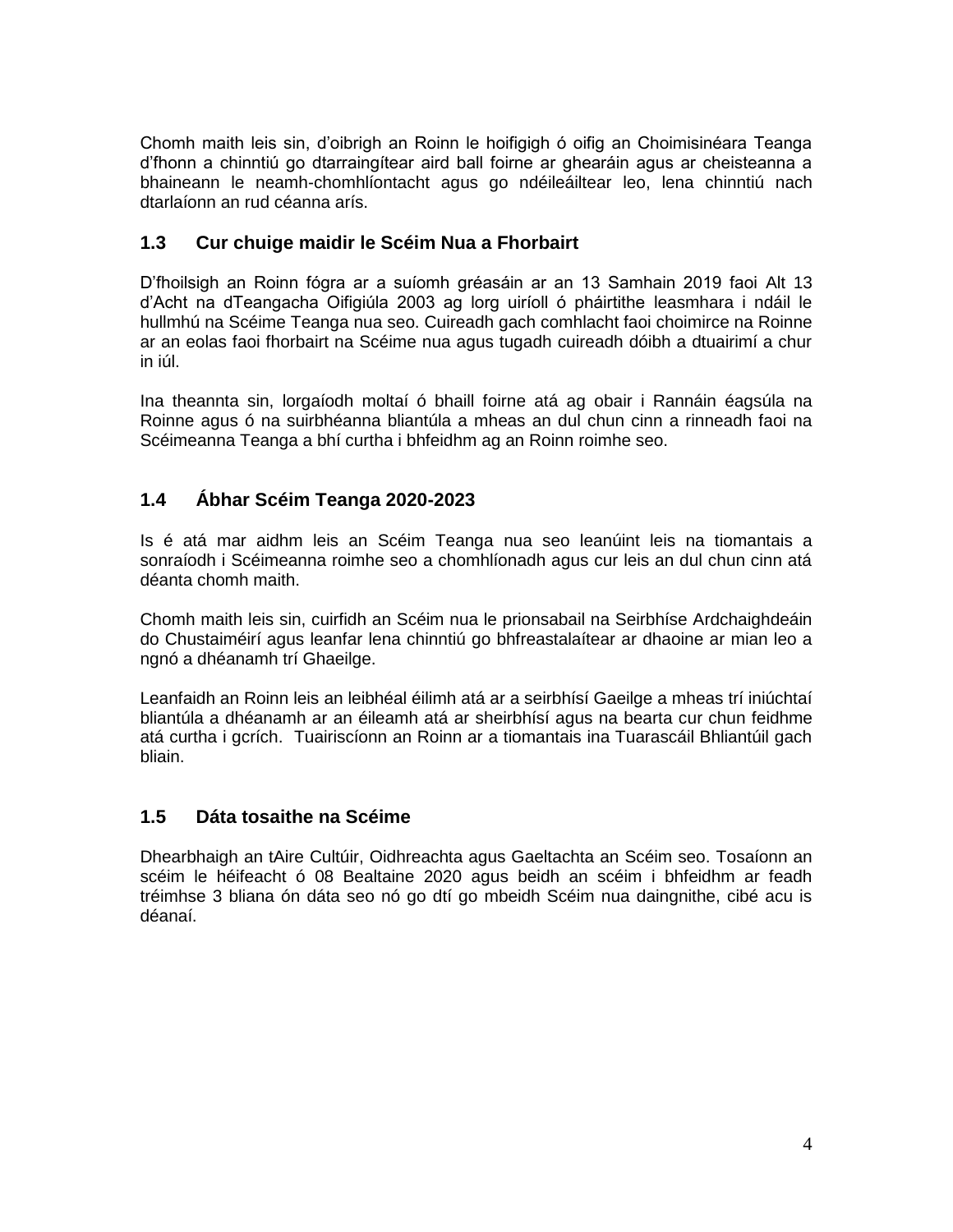Chomh maith leis sin, d'oibrigh an Roinn le hoifigigh ó oifig an Choimisinéara Teanga d'fhonn a chinntiú go dtarraingítear aird ball foirne ar ghearáin agus ar cheisteanna a bhaineann le neamh-chomhlíontacht agus go ndéileáiltear leo, lena chinntiú nach dtarlaíonn an rud céanna arís.

## 1.3 Cur chuige maidir le Scéim Nua a Fhorbairt

D'fhoilsigh an Roinn fógra ar a suíomh gréasáin ar an 13 Samhain 2019 faoi Alt 13 d'Acht na dTeangacha Oifigiúla 2003 ag lorg uiríoll ó pháirtithe leasmhara i ndáil le hullmhú na Scéime Teanga nua seo. Cuireadh gach comhlacht faoi choimirce na Roinne ar an eolas faoi fhorbairt na Scéime nua agus tugadh cuireadh dóibh a dtuairimí a chur in iúl.

Ina theannta sin, lorgaíodh moltaí ó bhaill foirne atá ag obair i Rannáin éagsúla na Roinne agus ó na suirbhéanna bliantúla a mheas an dul chun cinn a rinneadh faoi na Scéimeanna Teanga a bhí curtha i bhfeidhm ag an Roinn roimhe seo.

## 1.4 Ábhar Scéim Teanga 2020-2023

Is é atá mar aidhm leis an Scéim Teanga nua seo leanúint leis na tiomantais a sonraíodh i Scéimeanna roimhe seo a chomhlíonadh agus cur leis an dul chun cinn atá déanta chomh maith.

Chomh maith leis sin, cuirfidh an Scéim nua le prionsabail na Seirbhíse Ardchaighdeáin do Chustaiméirí agus leanfar lena chinntiú go bhfreastalaítear ar dhaoine ar mian leo a ngnó a dhéanamh trí Ghaeilge.

Leanfaidh an Roinn leis an leibhéal éilimh atá ar a seirbhísí Gaeilge a mheas trí iniúchtaí bliantúla a dhéanamh ar an éileamh atá ar sheirbhísí agus na bearta cur chun feidhme atá curtha i gcrích. Tuairiscíonn an Roinn ar a tiomantais ina Tuarascáil Bhliantúil gach bliain.

## 1.5 Dáta tosaithe na Scéime

Dhearbhaigh an tAire Cultúir, Oidhreachta agus Gaeltachta an Scéim seo. Tosaíonn an scéim le héifeacht ó 08 Bealtaine 2020 agus beidh an scéim i bhfeidhm ar feadh tréimhse 3 bliana ón dáta seo nó go dtí go mbeidh Scéim nua daingnithe, cibé acu is déanaí.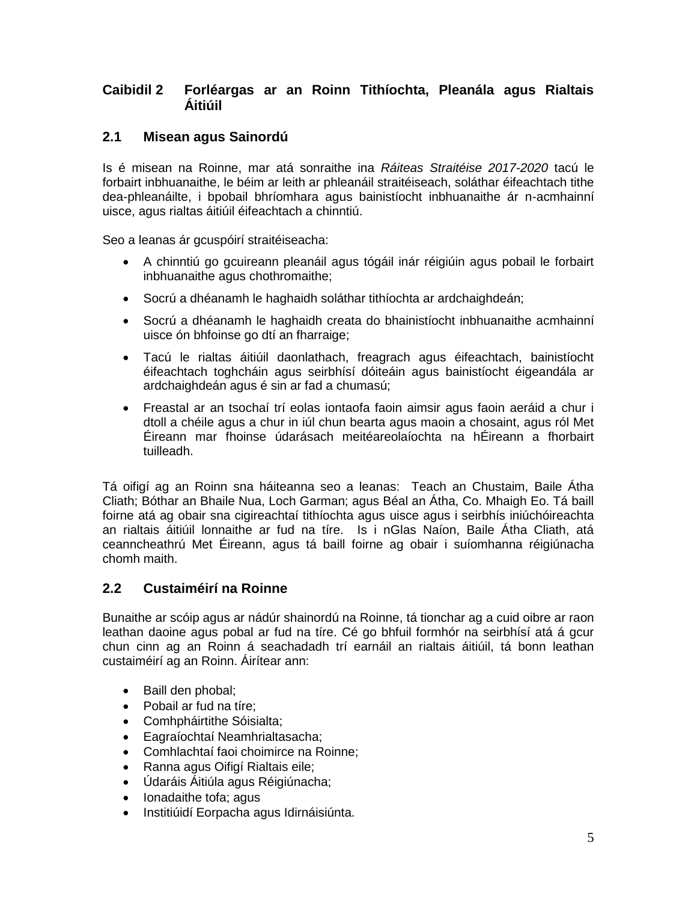## Caibidil 2 Forléargas ar an Roinn Tithíochta, Pleanála agus Rialtais Áitiúil

### 2.1 Misean agus Sainordú

Is é misean na Roinne, mar atá sonraithe ina *Ráiteas Straitéise 2017-2020* tacú le forbairt inbhuanaithe, le béim ar leith ar phleanáil straitéiseach, soláthar éifeachtach tithe dea-phleanáilte, i bpobail bhríomhara agus bainistíocht inbhuanaithe ár n-acmhainní uisce, agus rialtas áitiúil éifeachtach a chinntiú.

Seo a leanas ár gcuspóirí straitéiseacha:

- A chinntiú go gcuireann pleanáil agus tógáil inár réigiúin agus pobail le forbairt inbhuanaithe agus chothromaithe;
- Socrú a dhéanamh le haghaidh soláthar tithíochta ar ardchaighdeán;
- Socrú a dhéanamh le haghaidh creata do bhainistíocht inbhuanaithe acmhainní uisce ón bhfoinse go dtí an fharraige;
- Tacú le rialtas áitiúil daonlathach, freagrach agus éifeachtach, bainistíocht éifeachtach toghcháin agus seirbhísí dóiteáin agus bainistíocht éigeandála ar ardchaighdeán agus é sin ar fad a chumasú;
- Freastal ar an tsochaí trí eolas iontaofa faoin aimsir agus faoin aeráid a chur i dtoll a chéile agus a chur in iúl chun bearta agus maoin a chosaint, agus ról Met Éireann mar fhoinse údarásach meitéareolaíochta na hÉireann a fhorbairt tuilleadh.

Tá oifigí ag an Roinn sna háiteanna seo a leanas: Teach an Chustaim, Baile Átha Cliath; Bóthar an Bhaile Nua, Loch Garman; agus Béal an Átha, Co. Mhaigh Eo. Tá baill foirne atá ag obair sna cigireachtaí tithíochta agus uisce agus i seirbhís iniúchóireachta an rialtais áitiúil lonnaithe ar fud na tíre. Is i nGlas Naíon, Baile Átha Cliath, atá ceanncheathrú Met Éireann, agus tá baill foirne ag obair i suíomhanna réigiúnacha chomh maith.

### 2.2 Custaiméirí na Roinne

Bunaithe ar scóip agus ar nádúr shainordú na Roinne, tá tionchar ag a cuid oibre ar raon leathan daoine agus pobal ar fud na tíre. Cé go bhfuil formhór na seirbhísí atá á gcur chun cinn ag an Roinn á seachadadh trí earnáil an rialtais áitiúil, tá bonn leathan custaiméirí ag an Roinn. Áirítear ann:

- Baill den phobal;
- Pobail ar fud na tíre;
- Comhpháirtithe Sóisialta;
- Eagraíochtaí Neamhrialtasacha;
- Comhlachtaí faoi choimirce na Roinne;
- Ranna agus Oifigí Rialtais eile;
- Údaráis Áitiúla agus Réigiúnacha;
- Ionadaithe tofa; agus
- Institiúidí Eorpacha agus Idirnáisiúnta.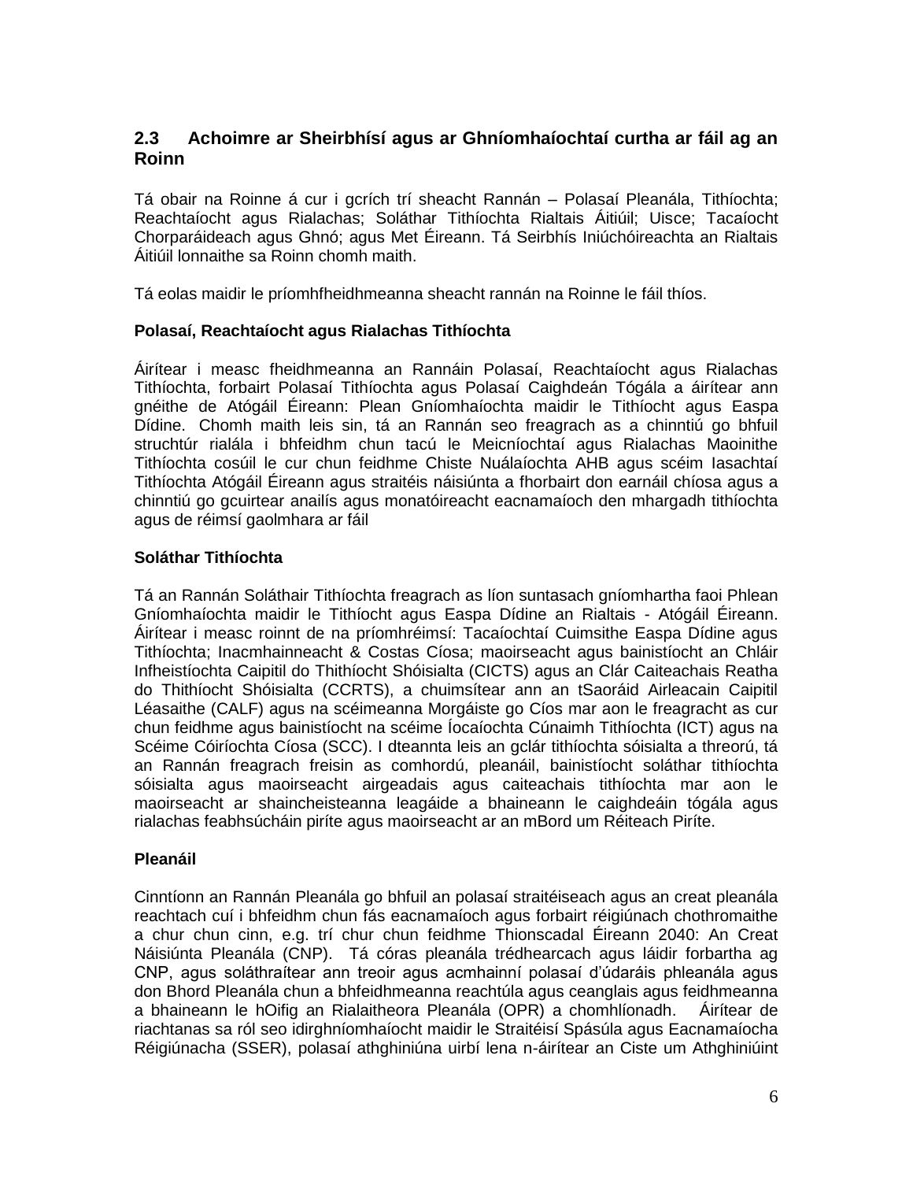## 2.3 Achoimre ar Sheirbhísí agus ar Ghníomhaíochtaí curtha ar fáil ag an Roinn

Tá obair na Roinne á cur i gcrích trí sheacht Rannán – Polasaí Pleanála, Tithíochta; Reachtaíocht agus Rialachas; Soláthar Tithíochta Rialtais Áitiúil; Uisce; Tacaíocht Chorparáideach agus Ghnó; agus Met Éireann. Tá Seirbhís Iniúchóireachta an Rialtais Áitiúil lonnaithe sa Roinn chomh maith.

Tá eolas maidir le príomhfheidhmeanna sheacht rannán na Roinne le fáil thíos.

**Polasaí, Reachtaíocht agus Rialachas Tithíochta**

Áirítear i measc fheidhmeanna an Rannáin Polasaí, Reachtaíocht agus Rialachas Tithíochta, forbairt Polasaí Tithíochta agus Polasaí Caighdeán Tógála a áirítear ann gnéithe de Atógáil Éireann: Plean Gníomhaíochta maidir le Tithíocht agus Easpa Dídine. Chomh maith leis sin, tá an Rannán seo freagrach as a chinntiú go bhfuil struchtúr rialála i bhfeidhm chun tacú le Meicníochtaí agus Rialachas Maoinithe Tithíochta cosúil le cur chun feidhme Chiste Nuálaíochta AHB agus scéim Iasachtaí Tithíochta Atógáil Éireann agus straitéis náisiúnta a fhorbairt don earnáil chíosa agus a chinntiú go gcuirtear anailís agus monatóireacht eacnamaíoch den mhargadh tithíochta agus de réimsí gaolmhara ar fáil

**Soláthar Tithíochta**

Tá an Rannán Soláthair Tithíochta freagrach as líon suntasach gníomhartha faoi Phlean Gníomhaíochta maidir le Tithíocht agus Easpa Dídine an Rialtais - Atógáil Éireann. Áirítear i measc roinnt de na príomhréimsí: Tacaíochtaí Cuimsithe Easpa Dídine agus Tithíochta; Inacmhainneacht & Costas Cíosa; maoirseacht agus bainistíocht an Chláir Infheistíochta Caipitil do Thithíocht Shóisialta (CICTS) agus an Clár Caiteachais Reatha do Thithíocht Shóisialta (CCRTS), a chuimsítear ann an tSaoráid Airleacain Caipitil Léasaithe (CALF) agus na scéimeanna Morgáiste go Cíos mar aon le freagracht as cur chun feidhme agus bainistíocht na scéime Íocaíochta Cúnaimh Tithíochta (ICT) agus na Scéime Cóiríochta Cíosa (SCC). I dteannta leis an gclár tithíochta sóisialta a threorú, tá an Rannán freagrach freisin as comhordú, pleanáil, bainistíocht soláthar tithíochta sóisialta agus maoirseacht airgeadais agus caiteachais tithíochta mar aon le maoirseacht ar shaincheisteanna leagáide a bhaineann le caighdeáin tógála agus rialachas feabhsúcháin piríte agus maoirseacht ar an mBord um Réiteach Piríte.

**Pleanáil**

Cinntíonn an Rannán Pleanála go bhfuil an polasaí straitéiseach agus an creat pleanála reachtach cuí i bhfeidhm chun fás eacnamaíoch agus forbairt réigiúnach chothromaithe a chur chun cinn, e.g. trí chur chun feidhme Thionscadal Éireann 2040: An Creat Náisiúnta Pleanála (CNP). Tá córas pleanála trédhearcach agus láidir forbartha ag CNP, agus soláthraítear ann treoir agus acmhainní polasaí d'údaráis phleanála agus don Bhord Pleanála chun a bhfeidhmeanna reachtúla agus ceanglais agus feidhmeanna a bhaineann le hOifig an Rialaitheora Pleanála (OPR) a chomhlíonadh. Áirítear de riachtanas sa ról seo idirghníomhaíocht maidir le Straitéisí Spásúla agus Eacnamaíocha Réigiúnacha (SSER), polasaí athghiniúna uirbí lena n-áirítear an Ciste um Athghiniúint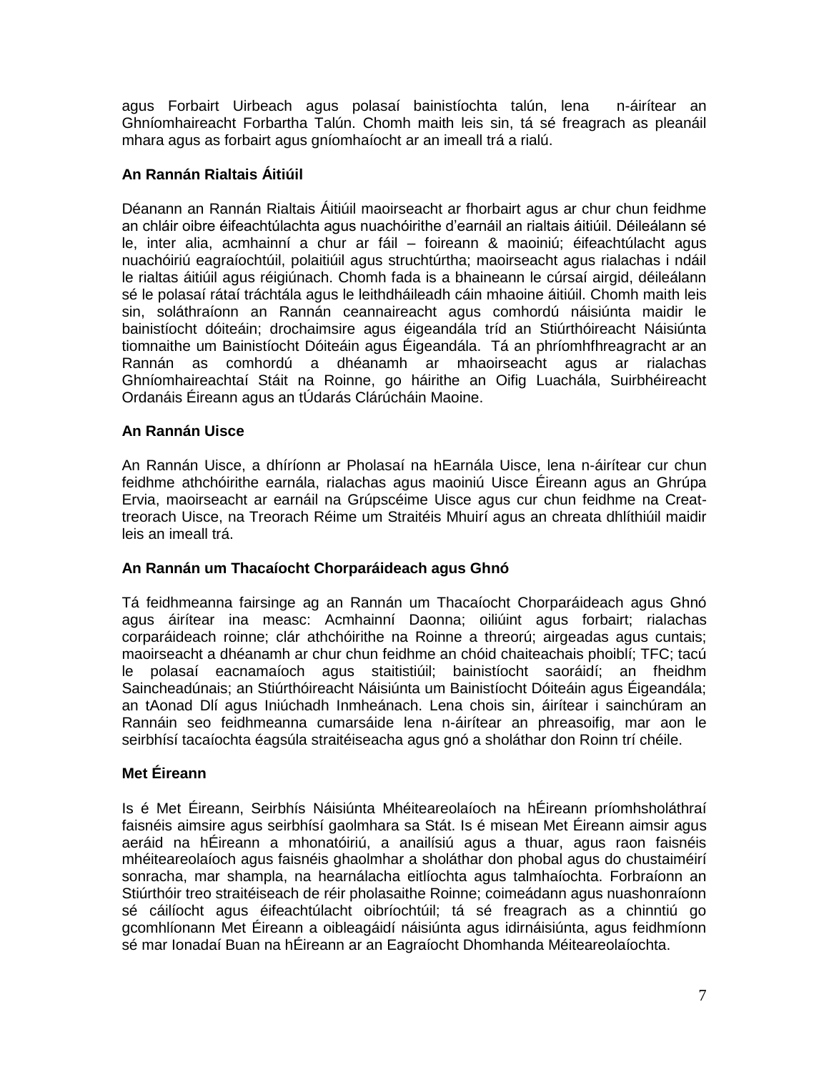agus Forbairt Uirbeach agus polasaí bainistíochta talún, lena n-áirítear an Ghníomhaireacht Forbartha Talún. Chomh maith leis sin, tá sé freagrach as pleanáil mhara agus as forbairt agus gníomhaíocht ar an imeall trá a rialú.

**An Rannán Rialtais Áitiúil**

Déanann an Rannán Rialtais Áitiúil maoirseacht ar fhorbairt agus ar chur chun feidhme an chláir oibre éifeachtúlachta agus nuachóirithe d'earnáil an rialtais áitiúil. Déileálann sé le, inter alia, acmhainní a chur ar fáil – foireann & maoiniú; éifeachtúlacht agus nuachóiriú eagraíochtúil, polaitiúil agus struchtúrtha; maoirseacht agus rialachas i ndáil le rialtas áitiúil agus réigiúnach. Chomh fada is a bhaineann le cúrsaí airgid, déileálann sé le polasaí rátaí tráchtála agus le leithdháileadh cáin mhaoine áitiúil. Chomh maith leis sin, soláthraíonn an Rannán ceannaireacht agus comhordú náisiúnta maidir le bainistíocht dóiteáin; drochaimsire agus éigeandála tríd an Stiúrthóireacht Náisiúnta tiomnaithe um Bainistíocht Dóiteáin agus Éigeandála. Tá an phríomhfhreagracht ar an Rannán as comhordú a dhéanamh ar mhaoirseacht agus ar rialachas Ghníomhaireachtaí Stáit na Roinne, go háirithe an Oifig Luachála, Suirbhéireacht Ordanáis Éireann agus an tÚdarás Clárúcháin Maoine.

**An Rannán Uisce**

An Rannán Uisce, a dhíríonn ar Pholasaí na hEarnála Uisce, lena n-áirítear cur chun feidhme athchóirithe earnála, rialachas agus maoiniú Uisce Éireann agus an Ghrúpa Ervia, maoirseacht ar earnáil na Grúpscéime Uisce agus cur chun feidhme na Creat-treorach Uisce, na Treorach Réime um Straitéis Mhuirí agus an chreata dhlíthiúil maidir leis an imeall trá.

**An Rannán um Thacaíocht Chorparáideach agus Ghnó**

Tá feidhmeanna fairsinge ag an Rannán um Thacaíocht Chorparáideach agus Ghnó agus áirítear ina measc: Acmhainní Daonna; oiliúint agus forbairt; rialachas corparáideach roinne; clár athchóirithe na Roinne a threorú; airgeadas agus cuntais; maoirseacht a dhéanamh ar chur chun feidhme an chóid chaiteachais phoiblí; TFC; tacú le polasaí eacnamaíoch agus staitistiúil; bainistíocht saoráidí; an fheidhm Saincheadúnais; an Stiúrthóireacht Náisiúnta um Bainistíocht Dóiteáin agus Éigeandála; an tAonad Dlí agus Iniúchadh Inmheánach. Lena chois sin, áirítear i sainchúram an Rannáin seo feidhmeanna cumarsáide lena n-áirítear an phreasoifig, mar aon le seirbhísí tacaíochta éagsúla straitéiseacha agus gnó a sholáthar don Roinn trí chéile.

**Met Éireann**

Is é Met Éireann, Seirbhís Náisiúnta Mhéiteareolaíoch na hÉireann príomhsholáthraí faisnéis aimsire agus seirbhísí gaolmhara sa Stát. Is é misean Met Éireann aimsir agus aeráid na hÉireann a mhonatóiriú, a anailísiú agus a thuar, agus raon faisnéis mhéiteareolaíoch agus faisnéis ghaolmhar a sholáthar don phobal agus do chustaiméirí sonracha, mar shampla, na hearnálacha eitlíochta agus talmhaíochta. Forbraíonn an Stiúrthóir treo straitéiseach de réir pholasaithe Roinne; coimeádann agus nuashonraíonn sé cáilíocht agus éifeachtúlacht oibríochtúil; tá sé freagrach as a chinntiú go gcomhlíonann Met Éireann a oibleagáidí náisiúnta agus idirnáisiúnta, agus feidhmíonn sé mar Ionadaí Buan na hÉireann ar an Eagraíocht Dhomhanda Méiteareolaíochta.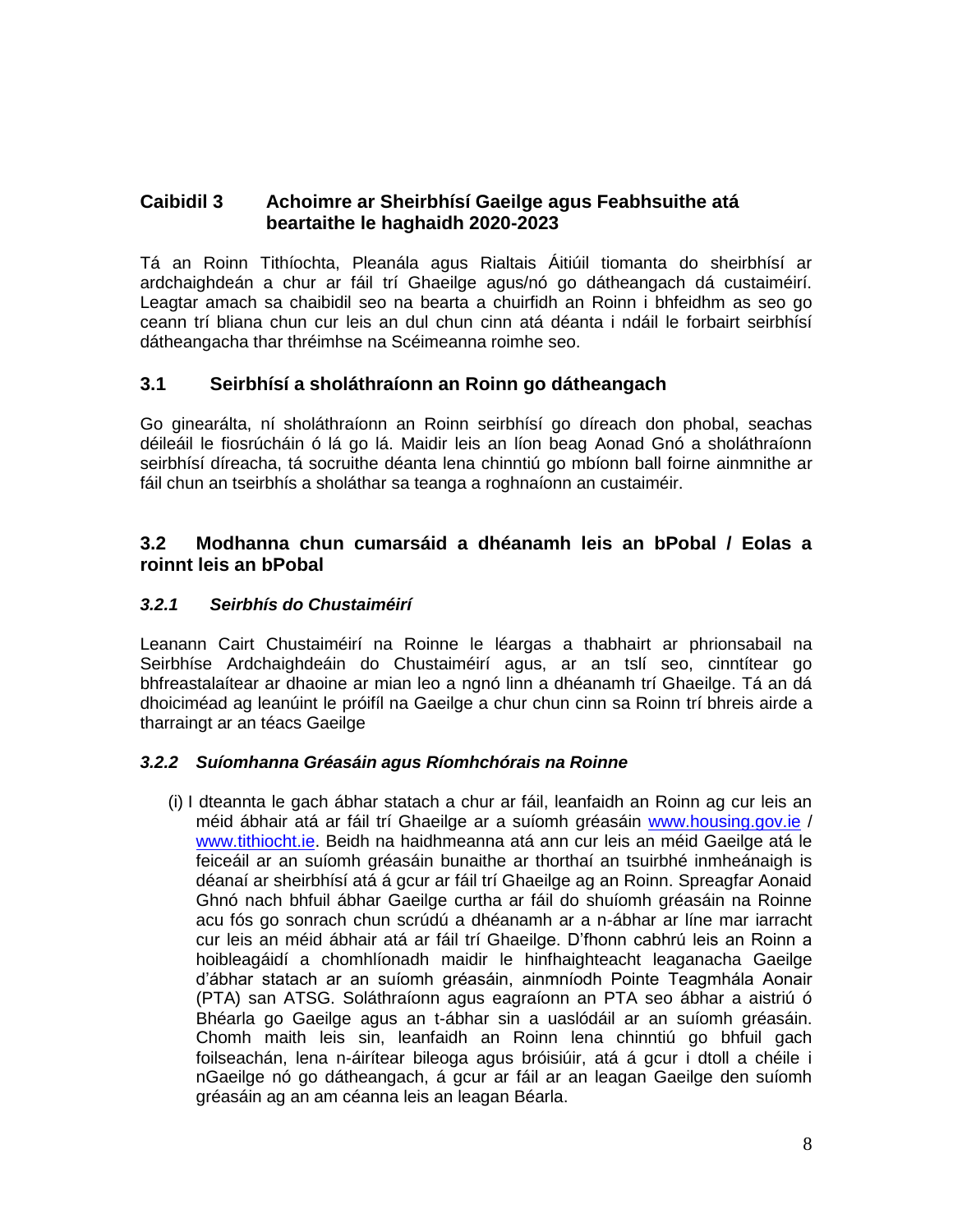## Caibidil 3 Achoimre ar Sheirbhísí Gaeilge agus Feabhsuithe atá beartaithe le haghaidh 2020-2023

Tá an Roinn Tithíochta, Pleanála agus Rialtais Áitiúil tiomanta do sheirbhísí ar ardchaighdeán a chur ar fáil trí Ghaeilge agus/nó go dátheangach dá custaiméirí. Leagtar amach sa chaibidil seo na bearta a chuirfidh an Roinn i bhfeidhm as seo go ceann trí bliana chun cur leis an dul chun cinn atá déanta i ndáil le forbairt seirbhísí dátheangacha thar thréimhse na Scéimeanna roimhe seo.

### 3.1 Seirbhísí a sholáthraíonn an Roinn go dátheangach

Go ginearálta, ní sholáthraíonn an Roinn seirbhísí go díreach don phobal, seachas déileáil le fiosrúcháin ó lá go lá. Maidir leis an líon beag Aonad Gnó a sholáthraíonn seirbhísí díreacha, tá socruithe déanta lena chinntiú go mbíonn ball foirne ainmnithe ar fáil chun an tseirbhís a sholáthar sa teanga a roghnaíonn an custaiméir.

### 3.2 Modhanna chun cumarsáid a dhéanamh leis an bPobal / Eolas a roinnt leis an bPobal

#### *3.2.1 Seirbhís do Chustaiméirí*

Leanann Cairt Chustaiméirí na Roinne le léargas a thabhairt ar phrionsabail na Seirbhíse Ardchaighdeáin do Chustaiméirí agus, ar an tslí seo, cinntítear go bhfreastalaítear ar dhaoine ar mian leo a ngnó linn a dhéanamh trí Ghaeilge. Tá an dá dhoiciméad ag leanúint le próifíl na Gaeilge a chur chun cinn sa Roinn trí bhreis airde a tharraingt ar an téacs Gaeilge

#### *3.2.2 Suíomhanna Gréasáin agus Ríomhchórais na Roinne*

(i) I dteannta le gach ábhar statach a chur ar fáil, leanfaidh an Roinn ag cur leis an méid ábhair atá ar fáil trí Ghaeilge ar a suíomh gréasáin www.housing.gov.ie / www.tithiocht.ie. Beidh na haidhmeanna atá ann cur leis an méid Gaeilge atá le feiceáil ar an suíomh gréasáin bunaithe ar thorthaí an tsuirbhé inmheánaigh is déanaí ar sheirbhísí atá á gcur ar fáil trí Ghaeilge ag an Roinn. Spreagfar Aonaid Ghnó nach bhfuil ábhar Gaeilge curtha ar fáil do shuíomh gréasáin na Roinne acu fós go sonrach chun scrúdú a dhéanamh ar a n-ábhar ar líne mar iarracht cur leis an méid ábhair atá ar fáil trí Ghaeilge. D'fhonn cabhrú leis an Roinn a hoibleagáidí a chomhlíonadh maidir le hinfhaighteacht leaganacha Gaeilge d'ábhar statach ar an suíomh gréasáin, ainmníodh Pointe Teagmhála Aonair (PTA) san ATSG. Soláthraíonn agus eagraíonn an PTA seo ábhar a aistriú ó Bhéarla go Gaeilge agus an t-ábhar sin a uaslódáil ar an suíomh gréasáin. Chomh maith leis sin, leanfaidh an Roinn lena chinntiú go bhfuil gach foilseachán, lena n-áirítear bileoga agus bróisiúir, atá á gcur i dtoll a chéile i nGaeilge nó go dátheangach, á gcur ar fáil ar an leagan Gaeilge den suíomh gréasáin ag an am céanna leis an leagan Béarla.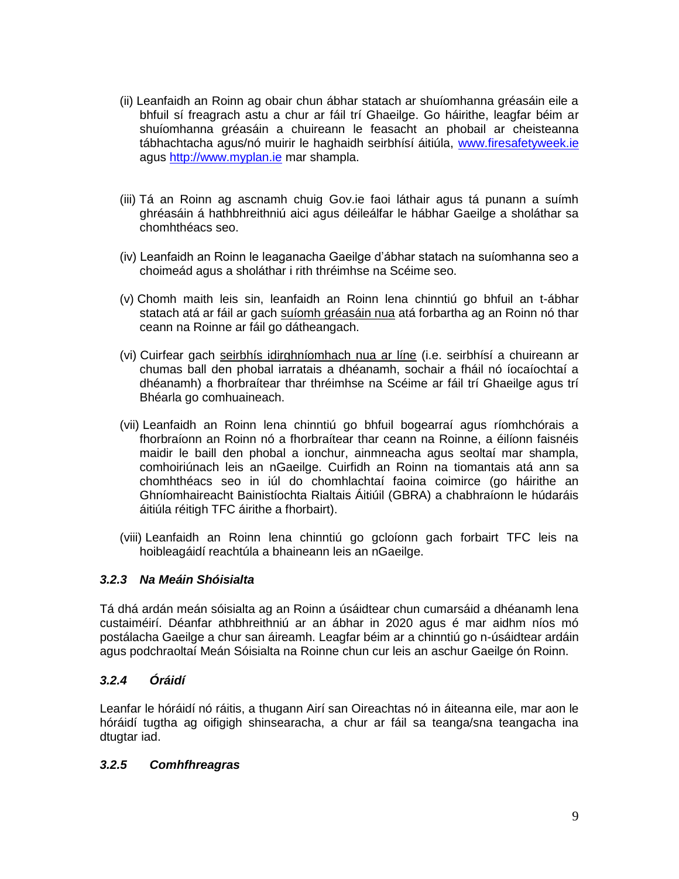(ii) Leanfaidh an Roinn ag obair chun ábhar statach ar shuíomhanna gréasáin eile a bhfuil sí freagrach astu a chur ar fáil trí Ghaeilge. Go háirithe, leagfar béim ar shuíomhanna gréasáin a chuireann le feasacht an phobail ar cheisteanna tábhachtacha agus/nó muirir le haghaidh seirbhísí áitiúla, [www.firesafetyweek.ie](www.firesafetyweek.ie) agus [http://www.myplan.ie](http://www.myplan.ie) mar shampla.

(iii) Tá an Roinn ag ascnamh chuig Gov.ie faoi láthair agus tá punann a suímh ghréasáin á hathbhreithniú aici agus déileálfar le hábhar Gaeilge a sholáthar sa chomhthéacs seo.

(iv) Leanfaidh an Roinn le leaganacha Gaeilge d'ábhar statach na suíomhanna seo a choimeád agus a sholáthar i rith thréimhse na Scéime seo.

(v) Chomh maith leis sin, leanfaidh an Roinn lena chinntiú go bhfuil an t-ábhar statach atá ar fáil ar gach <u>suíomh gréasáin nua</u> atá forbartha ag an Roinn nó thar ceann na Roinne ar fáil go dátheangach.

(vi) Cuirfear gach <u>seirbhís idirghníomhach nua ar líne</u> (i.e. seirbhísí a chuireann ar chumas ball den phobal iarratais a dhéanamh, sochair a fháil nó íocaíochtaí a dhéanamh) a fhorbraítear thar thréimhse na Scéime ar fáil trí Ghaeilge agus trí Bhéarla go comhuaineach.

(vii) Leanfaidh an Roinn lena chinntiú go bhfuil bogearraí agus ríomhchórais a fhorbraíonn an Roinn nó a fhorbraítear thar ceann na Roinne, a éilíonn faisnéis maidir le baill den phobal a ionchur, ainmneacha agus seoltaí mar shampla, comhoiriúnach leis an nGaeilge. Cuirfidh an Roinn na tiomantais atá ann sa chomhthéacs seo in iúl do chomhlachtaí faoina coimirce (go háirithe an Ghníomhaireacht Bainistíochta Rialtais Áitiúil (GBRA) a chabhraíonn le húdaráis áitiúla réitigh TFC áirithe a fhorbairt).

(viii) Leanfaidh an Roinn lena chinntiú go gcloíonn gach forbairt TFC leis na hoibleagáidí reachtúla a bhaineann leis an nGaeilge.

### *3.2.3 Na Meáin Shóisialta*

Tá dhá ardán meán sóisialta ag an Roinn a úsáidtear chun cumarsáid a dhéanamh lena custaiméirí. Déanfar athbhreithniú ar an ábhar in 2020 agus é mar aidhm níos mó postálacha Gaeilge a chur san áireamh. Leagfar béim ar a chinntiú go n-úsáidtear ardáin agus podchraoltaí Meán Sóisialta na Roinne chun cur leis an aschur Gaeilge ón Roinn.

### *3.2.4 Óráidí*

Leanfar le hóráidí nó ráitis, a thugann Airí san Oireachtas nó in áiteanna eile, mar aon le hóráidí tugtha ag oifigigh shinsearacha, a chur ar fáil sa teanga/sna teangacha ina dtugtar iad.

### *3.2.5 Comhfhreagras*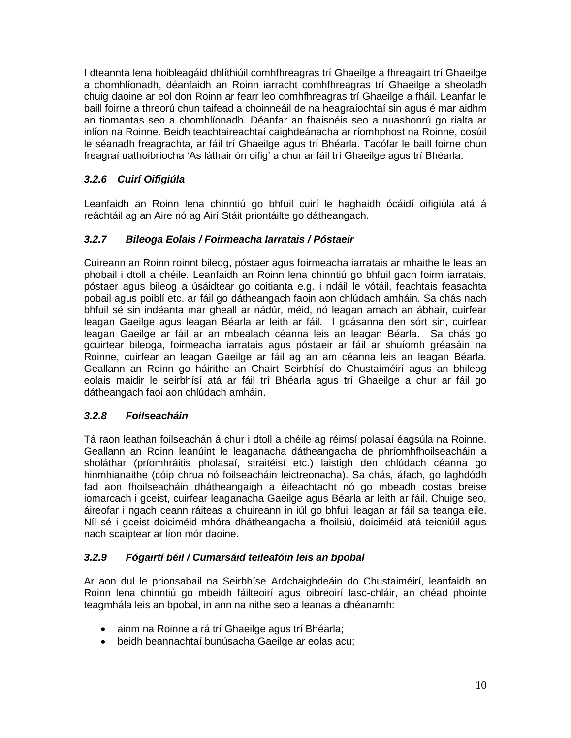I dteannta lena hoibleagáid dhlíthiúil comhfhreagras trí Ghaeilge a fhreagairt trí Ghaeilge a chomhlíonadh, déanfaidh an Roinn iarracht comhfhreagras trí Ghaeilge a sheoladh chuig daoine ar eol don Roinn ar fearr leo comhfhreagras trí Ghaeilge a fháil. Leanfar le baill foirne a threorú chun taifead a choinneáil de na heagraíochtaí sin agus é mar aidhm an tiomantas seo a chomhlíonadh. Déanfar an fhaisnéis seo a nuashonrú go rialta ar inlíon na Roinne. Beidh teachtaireachtaí caighdeánacha ar ríomhphost na Roinne, cosúil le séanadh freagrachta, ar fáil trí Ghaeilge agus trí Bhéarla. Tacófar le baill foirne chun freagraí uathoibríocha 'As láthair ón oifig' a chur ar fáil trí Ghaeilge agus trí Bhéarla.

### *3.2.6 Cuirí Oifigiúla*

Leanfaidh an Roinn lena chinntiú go bhfuil cuirí le haghaidh ócáidí oifigiúla atá á reáchtáil ag an Aire nó ag Airí Stáit priontáilte go dátheangach.

### *3.2.7 Bileoga Eolais / Foirmeacha Iarratais / Póstaeir*

Cuireann an Roinn roinnt bileog, póstaer agus foirmeacha iarratais ar mhaithe le leas an phobail i dtoll a chéile. Leanfaidh an Roinn lena chinntiú go bhfuil gach foirm iarratais, póstaer agus bileog a úsáidtear go coitianta e.g. i ndáil le vótáil, feachtais feasachta pobail agus poiblí etc. ar fáil go dátheangach faoin aon chlúdach amháin. Sa chás nach bhfuil sé sin indéanta mar gheall ar nádúr, méid, nó leagan amach an ábhair, cuirfear leagan Gaeilge agus leagan Béarla ar leith ar fáil. I gcásanna den sórt sin, cuirfear leagan Gaeilge ar fáil ar an mbealach céanna leis an leagan Béarla. Sa chás go gcuirtear bileoga, foirmeacha iarratais agus póstaeir ar fáil ar shuíomh gréasáin na Roinne, cuirfear an leagan Gaeilge ar fáil ag an am céanna leis an leagan Béarla. Geallann an Roinn go háirithe an Chairt Seirbhísí do Chustaiméirí agus an bhileog eolais maidir le seirbhísí atá ar fáil trí Bhéarla agus trí Ghaeilge a chur ar fáil go dátheangach faoi aon chlúdach amháin.

### *3.2.8 Foilseacháin*

Tá raon leathan foilseachán á chur i dtoll a chéile ag réimsí polasaí éagsúla na Roinne. Geallann an Roinn leanúint le leaganacha dátheangacha de phríomhfhoilseacháin a sholáthar (príomhráitis pholasaí, straitéisí etc.) laistigh den chlúdach céanna go hinmhianaithe (cóip chrua nó foilseacháin leictreonacha). Sa chás, áfach, go laghdódh fad aon fhoilseacháin dhátheangaigh a éifeachtacht nó go mbeadh costas breise iomarcach i gceist, cuirfear leaganacha Gaeilge agus Béarla ar leith ar fáil. Chuige seo, áireofar i ngach ceann ráiteas a chuireann in iúl go bhfuil leagan ar fáil sa teanga eile. Níl sé i gceist doiciméid mhóra dhátheangacha a fhoilsiú, doiciméid atá teicniúil agus nach scaiptear ar líon mór daoine.

### *3.2.9 Fógairtí béil / Cumarsáid teileafóin leis an bpobal*

Ar aon dul le prionsabail na Seirbhíse Ardchaighdeáin do Chustaiméirí, leanfaidh an Roinn lena chinntiú go mbeidh fáilteoirí agus oibreoirí lasc-chláir, an chéad phointe teagmhála leis an bpobal, in ann na nithe seo a leanas a dhéanamh:

- ainm na Roinne a rá trí Ghaeilge agus trí Bhéarla;
- beidh beannachtaí bunúsacha Gaeilge ar eolas acu;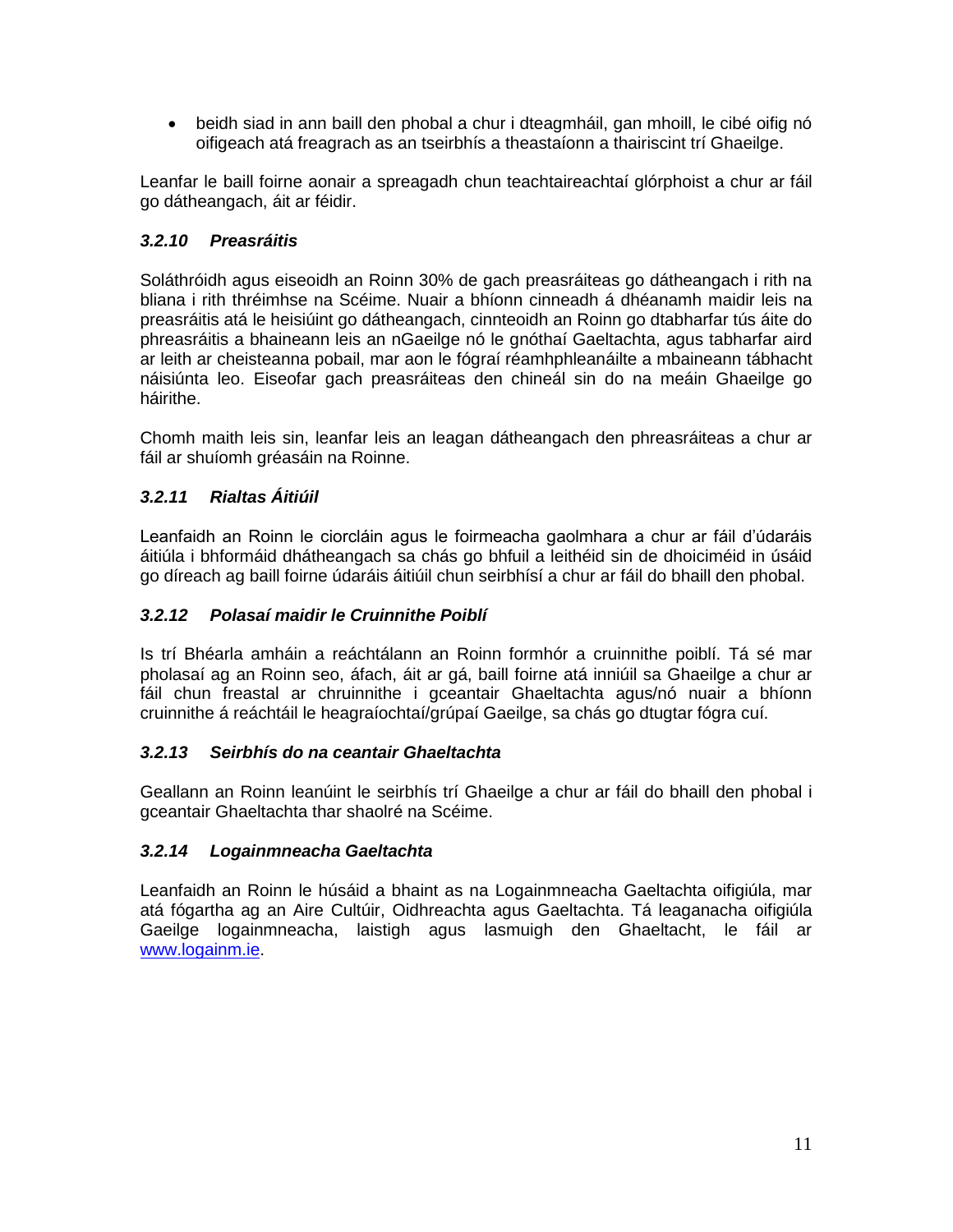- beidh siad in ann baill den phobal a chur i dteagmháil, gan mhoill, le cibé oifig nó oifigeach atá freagrach as an tseirbhís a theastaíonn a thairiscint trí Ghaeilge.

Leanfar le baill foirne aonair a spreagadh chun teachtaireachtaí glórphoist a chur ar fáil go dátheangach, áit ar féidir.

### *3.2.10 Preasráitis*

Soláthróidh agus eiseoidh an Roinn 30% de gach preasráiteas go dátheangach i rith na bliana i rith thréimhse na Scéime. Nuair a bhíonn cinneadh á dhéanamh maidir leis na preasráitis atá le heisiúint go dátheangach, cinnteoidh an Roinn go dtabharfar tús áite do phreasráitis a bhaineann leis an nGaeilge nó le gnóthaí Gaeltachta, agus tabharfar aird ar leith ar cheisteanna pobail, mar aon le fógraí réamhphleanáilte a mbaineann tábhacht náisiúnta leo. Eiseofar gach preasráiteas den chineál sin do na meáin Ghaeilge go háirithe.

Chomh maith leis sin, leanfar leis an leagan dátheangach den phreasráiteas a chur ar fáil ar shuíomh gréasáin na Roinne.

### *3.2.11 Rialtas Áitiúil*

Leanfaidh an Roinn le ciorcláin agus le foirmeacha gaolmhara a chur ar fáil d'údaráis áitiúla i bhformáid dhátheangach sa chás go bhfuil a leithéid sin de dhoiciméid in úsáid go díreach ag baill foirne údaráis áitiúil chun seirbhísí a chur ar fáil do bhaill den phobal.

### *3.2.12 Polasaí maidir le Cruinnithe Poiblí*

Is trí Bhéarla amháin a reáchtálann an Roinn formhór a cruinnithe poiblí. Tá sé mar pholasaí ag an Roinn seo, áfach, áit ar gá, baill foirne atá inniúil sa Ghaeilge a chur ar fáil chun freastal ar chruinnithe i gceantair Ghaeltachta agus/nó nuair a bhíonn cruinnithe á reáchtáil le heagraíochtaí/grúpaí Gaeilge, sa chás go dtugtar fógra cuí.

### *3.2.13 Seirbhís do na ceantair Ghaeltachta*

Geallann an Roinn leanúint le seirbhís trí Ghaeilge a chur ar fáil do bhaill den phobal i gceantair Ghaeltachta thar shaolré na Scéime.

### *3.2.14 Logainmneacha Gaeltachta*

Leanfaidh an Roinn le húsáid a bhaint as na Logainmneacha Gaeltachta oifigiúla, mar atá fógartha ag an Aire Cultúir, Oidhreachta agus Gaeltachta. Tá leaganacha oifigiúla Gaeilge logainmneacha, laistigh agus lasmuigh den Ghaeltacht, le fáil ar www.logainm.ie.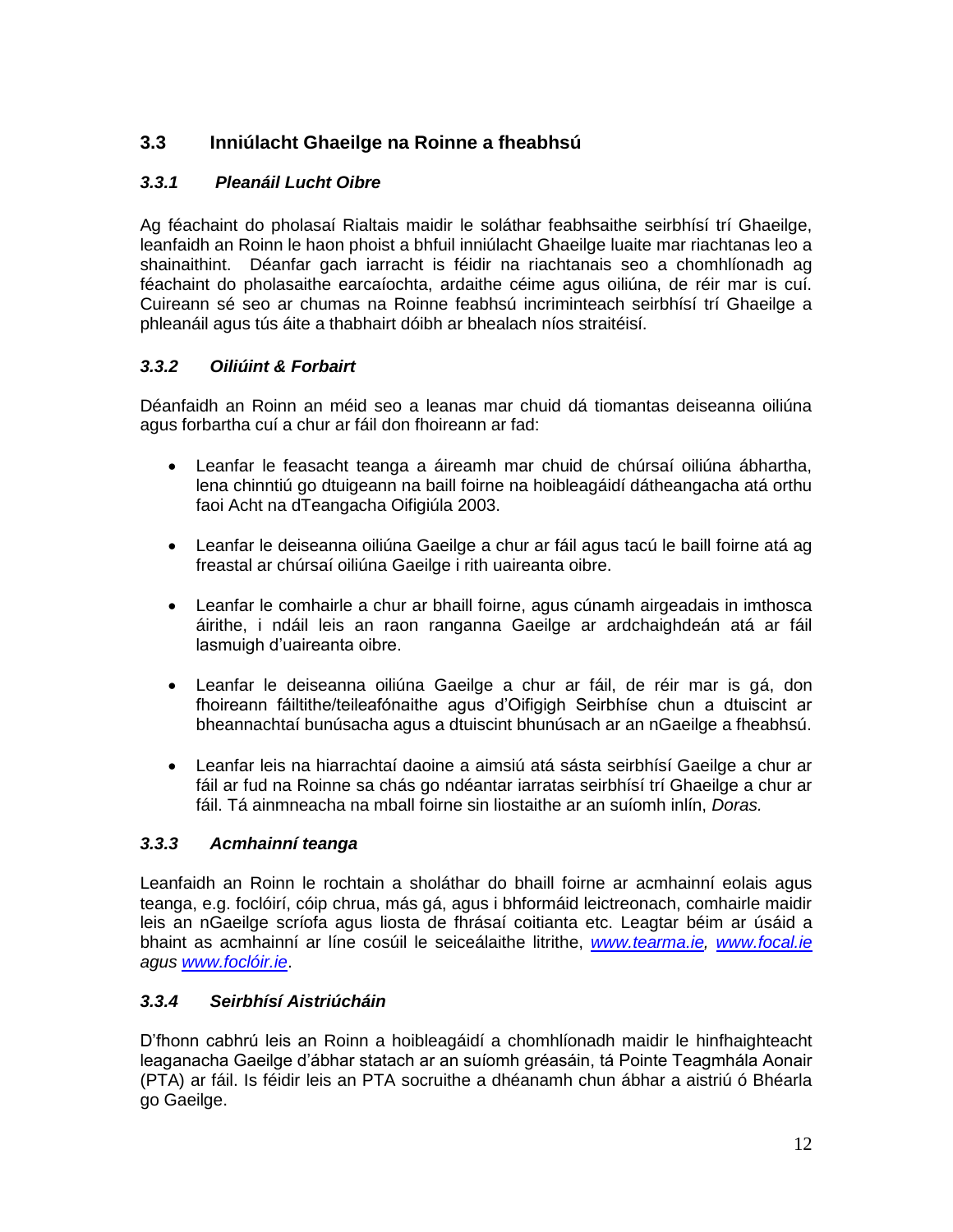## 3.3 Inniúlacht Ghaeilge na Roinne a fheabhsú

### *3.3.1 Pleanáil Lucht Oibre*

Ag féachaint do pholasaí Rialtais maidir le soláthar feabhsaithe seirbhísí trí Ghaeilge, leanfaidh an Roinn le haon phoist a bhfuil inniúlacht Ghaeilge luaite mar riachtanas leo a shainaithint. Déanfar gach iarracht is féidir na riachtanais seo a chomhlíonadh ag féachaint do pholasaithe earcaíochta, ardaithe céime agus oiliúna, de réir mar is cuí. Cuireann sé seo ar chumas na Roinne feabhsú incriminteach seirbhísí trí Ghaeilge a phleanáil agus tús áite a thabhairt dóibh ar bhealach níos straitéisí.

### *3.3.2 Oiliúint & Forbairt*

Déanfaidh an Roinn an méid seo a leanas mar chuid dá tiomantas deiseanna oiliúna agus forbartha cuí a chur ar fáil don fhoireann ar fad:

- Leanfar le feasacht teanga a áireamh mar chuid de chúrsaí oiliúna ábhartha, lena chinntiú go dtuigeann na baill foirne na hoibleagáidí dátheangacha atá orthu faoi Acht na dTeangacha Oifigiúla 2003.
- Leanfar le deiseanna oiliúna Gaeilge a chur ar fáil agus tacú le baill foirne atá ag freastal ar chúrsaí oiliúna Gaeilge i rith uaireanta oibre.
- Leanfar le comhairle a chur ar bhaill foirne, agus cúnamh airgeadais in imthosca áirithe, i ndáil leis an raon ranganna Gaeilge ar ardchaighdeán atá ar fáil lasmuigh d'uaireanta oibre.
- Leanfar le deiseanna oiliúna Gaeilge a chur ar fáil, de réir mar is gá, don fhoireann fáiltithe/teileafónaithe agus d'Oifigigh Seirbhíse chun a dtuiscint ar bheannachtaí bunúsacha agus a dtuiscint bhunúsach ar an nGaeilge a fheabhsú.
- Leanfar leis na hiarrachtaí daoine a aimsiú atá sásta seirbhísí Gaeilge a chur ar fáil ar fud na Roinne sa chás go ndéantar iarratas seirbhísí trí Ghaeilge a chur ar fáil. Tá ainmneacha na mball foirne sin liostaithe ar an suíomh inlín, *Doras.*

### *3.3.3 Acmhainní teanga*

Leanfaidh an Roinn le rochtain a sholáthar do bhaill foirne ar acmhainní eolais agus teanga, e.g. foclóirí, cóip chrua, más gá, agus i bhformáid leictreonach, comhairle maidir leis an nGaeilge scríofa agus liosta de fhrásaí coitianta etc. Leagtar béim ar úsáid a bhaint as acmhainní ar líne cosúil le seiceálaithe litrithe, *www.tearma.ie, www.focal.ie agus www.foclóir.ie*.

### *3.3.4 Seirbhísí Aistriúcháin*

D'fhonn cabhrú leis an Roinn a hoibleagáidí a chomhlíonadh maidir le hinfhaighteacht leaganacha Gaeilge d'ábhar statach ar an suíomh gréasáin, tá Pointe Teagmhála Aonair (PTA) ar fáil. Is féidir leis an PTA socruithe a dhéanamh chun ábhar a aistriú ó Bhéarla go Gaeilge.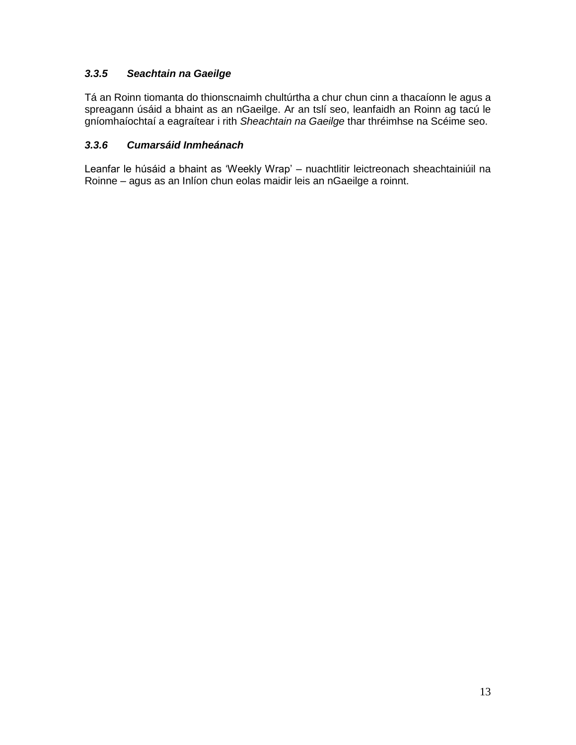### *3.3.5 Seachtain na Gaeilge*

Tá an Roinn tiomanta do thionscnaimh chultúrtha a chur chun cinn a thacaíonn le agus a spreagann úsáid a bhaint as an nGaeilge. Ar an tslí seo, leanfaidh an Roinn ag tacú le gníomhaíochtaí a eagraítear i rith *Sheachtain na Gaeilge* thar thréimhse na Scéime seo.

### *3.3.6 Cumarsáid Inmheánach*

Leanfar le húsáid a bhaint as 'Weekly Wrap' – nuachtlitir leictreonach sheachtainiúil na Roinne – agus as an Inlíon chun eolas maidir leis an nGaeilge a roinnt.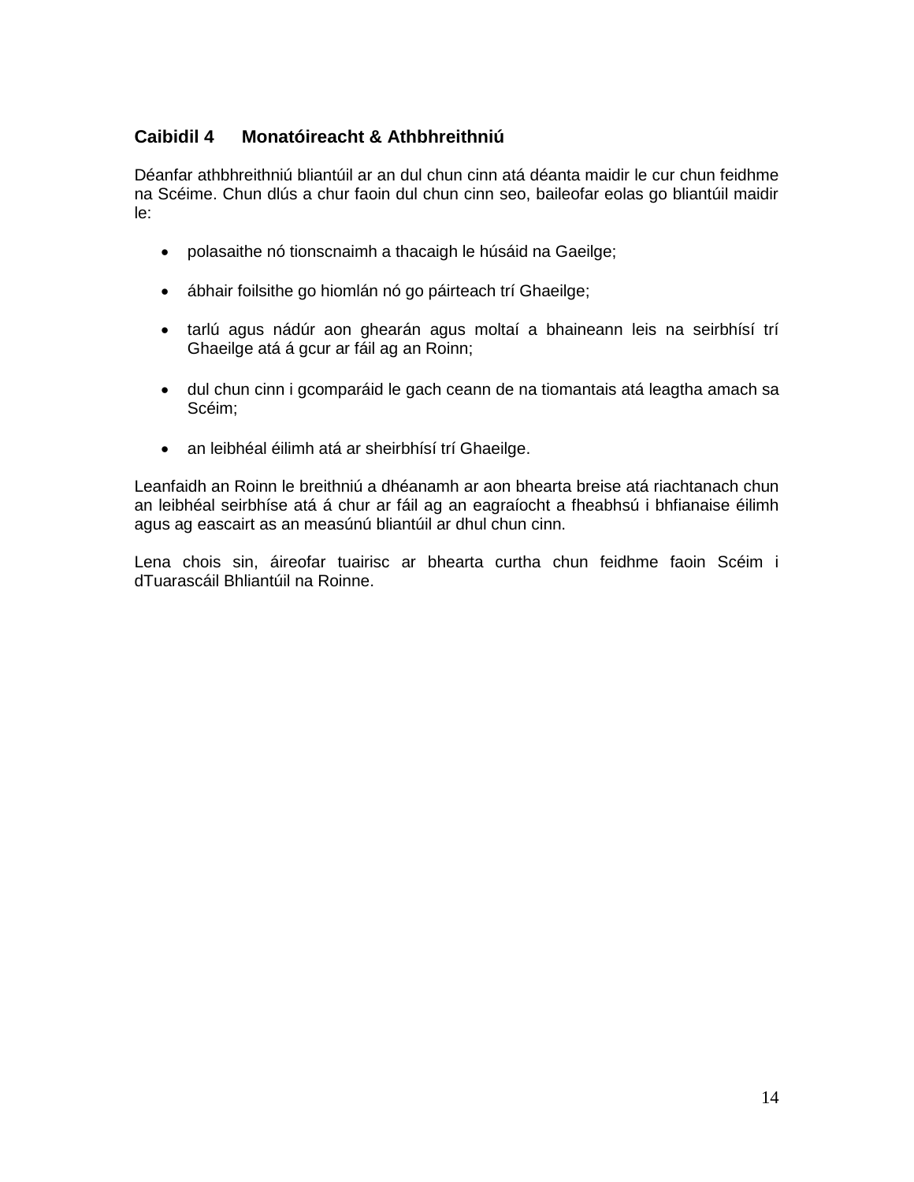## Caibidil 4 Monatóireacht & Athbhreithniú

Déanfar athbhreithniú bliantúil ar an dul chun cinn atá déanta maidir le cur chun feidhme na Scéime. Chun dlús a chur faoin dul chun cinn seo, baileofar eolas go bliantúil maidir le:

- polasaithe nó tionscnaimh a thacaigh le húsáid na Gaeilge;
- ábhair foilsithe go hiomlán nó go páirteach trí Ghaeilge;
- tarlú agus nádúr aon ghearán agus moltaí a bhaineann leis na seirbhísí trí Ghaeilge atá á gcur ar fáil ag an Roinn;
- dul chun cinn i gcomparáid le gach ceann de na tiomantais atá leagtha amach sa Scéim;
- an leibhéal éilimh atá ar sheirbhísí trí Ghaeilge.

Leanfaidh an Roinn le breithniú a dhéanamh ar aon bhearta breise atá riachtanach chun an leibhéal seirbhíse atá á chur ar fáil ag an eagraíocht a fheabhsú i bhfianaise éilimh agus ag eascairt as an measúnú bliantúil ar dhul chun cinn.

Lena chois sin, áireofar tuairisc ar bhearta curtha chun feidhme faoin Scéim i dTuarascáil Bhliantúil na Roinne.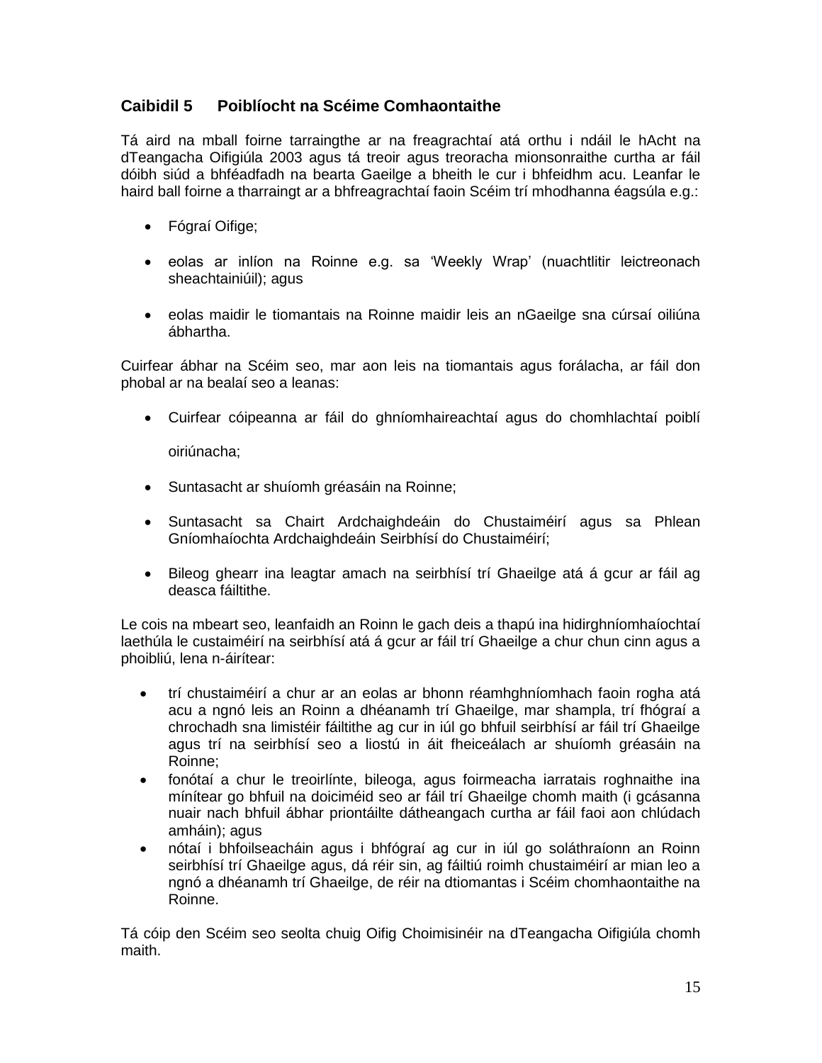## Caibidil 5 Poiblíocht na Scéime Comhaontaithe

Tá aird na mball foirne tarraingthe ar na freagrachtaí atá orthu i ndáil le hAcht na dTeangacha Oifigiúla 2003 agus tá treoir agus treoracha mionsonraithe curtha ar fáil dóibh siúd a bhféadfadh na bearta Gaeilge a bheith le cur i bhfeidhm acu. Leanfar le haird ball foirne a tharraingt ar a bhfreagrachtaí faoin Scéim trí mhodhanna éagsúla e.g.:

- Fógraí Oifige;
- eolas ar inlíon na Roinne e.g. sa 'Weekly Wrap' (nuachtlitir leictreonach sheachtainiúil); agus
- eolas maidir le tiomantais na Roinne maidir leis an nGaeilge sna cúrsaí oiliúna ábhartha.

Cuirfear ábhar na Scéim seo, mar aon leis na tiomantais agus forálacha, ar fáil don phobal ar na bealaí seo a leanas:

- Cuirfear cóipeanna ar fáil do ghníomhaireachtaí agus do chomhlachtaí poiblí oiriúnacha;
- Suntasacht ar shuíomh gréasáin na Roinne;
- Suntasacht sa Chairt Ardchaighdeáin do Chustaiméirí agus sa Phlean Gníomhaíochta Ardchaighdeáin Seirbhísí do Chustaiméirí;
- Bileog ghearr ina leagtar amach na seirbhísí trí Ghaeilge atá á gcur ar fáil ag deasca fáiltithe.

Le cois na mbeart seo, leanfaidh an Roinn le gach deis a thapú ina hidirghníomhaíochtaí laethúla le custaiméirí na seirbhísí atá á gcur ar fáil trí Ghaeilge a chur chun cinn agus a phoibliú, lena n-áirítear:

- trí chustaiméirí a chur ar an eolas ar bhonn réamhghníomhach faoin rogha atá acu a ngnó leis an Roinn a dhéanamh trí Ghaeilge, mar shampla, trí fhógraí a chrochadh sna limistéir fáiltithe ag cur in iúl go bhfuil seirbhísí ar fáil trí Ghaeilge agus trí na seirbhísí seo a liostú in áit fheiceálach ar shuíomh gréasáin na Roinne;
- fonótaí a chur le treoirlínte, bileoga, agus foirmeacha iarratais roghnaithe ina mínítear go bhfuil na doiciméid seo ar fáil trí Ghaeilge chomh maith (i gcásanna nuair nach bhfuil ábhar priontáilte dátheangach curtha ar fáil faoi aon chlúdach amháin); agus
- nótaí i bhfoilseacháin agus i bhfógraí ag cur in iúl go soláthraíonn an Roinn seirbhísí trí Ghaeilge agus, dá réir sin, ag fáiltiú roimh chustaiméirí ar mian leo a ngnó a dhéanamh trí Ghaeilge, de réir na dtiomantas i Scéim chomhaontaithe na Roinne.

Tá cóip den Scéim seo seolta chuig Oifig Choimisinéir na dTeangacha Oifigiúla chomh maith.